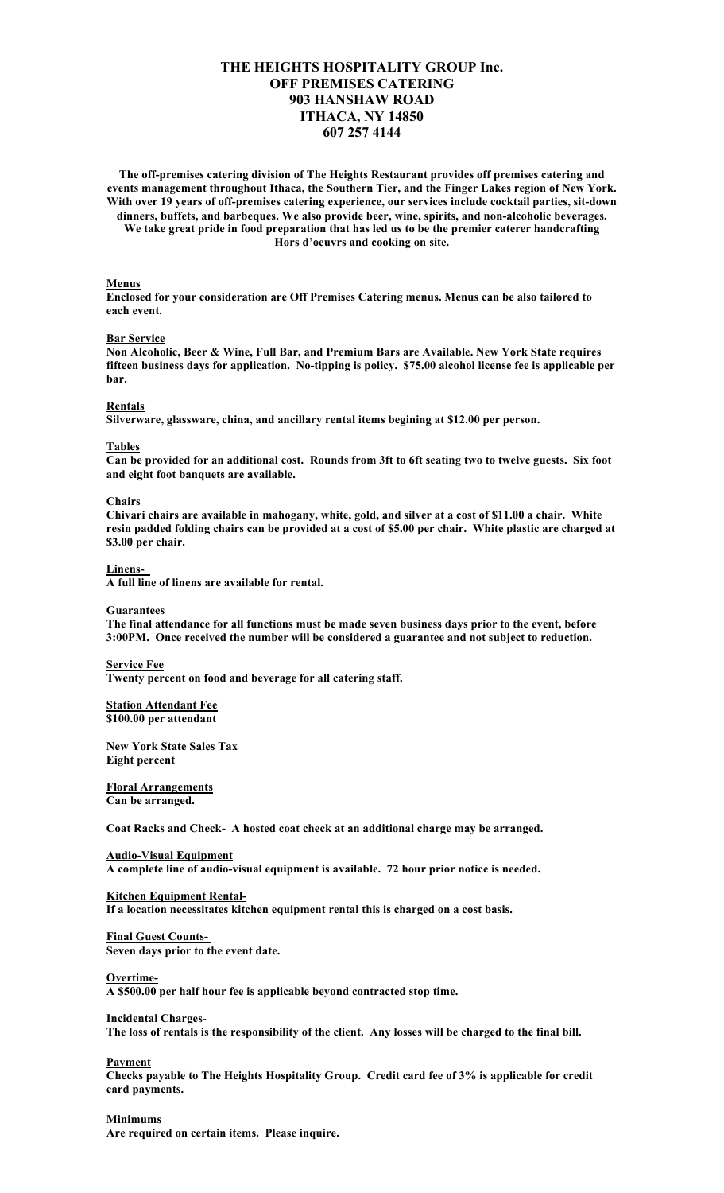# THE HEIGHTS HOSPITALITY GROUP Inc.
## OFF PREMISES CATERING
## 903 HANSHAW ROAD
## ITHACA, NY 14850
## 607 257 4144

**The off-premises catering division of The Heights Restaurant provides off premises catering and events management throughout Ithaca, the Southern Tier, and the Finger Lakes region of New York. With over 19 years of off-premises catering experience, our services include cocktail parties, sit-down dinners, buffets, and barbeques. We also provide beer, wine, spirits, and non-alcoholic beverages. We take great pride in food preparation that has led us to be the premier caterer handcrafting Hors d'oeuvrs and cooking on site.**

**Menus**

**Enclosed for your consideration are Off Premises Catering menus. Menus can be also tailored to each event.**

**Bar Service**

**Non Alcoholic, Beer & Wine, Full Bar, and Premium Bars are Available. New York State requires fifteen business days for application. No-tipping is policy. $75.00 alcohol license fee is applicable per bar.**

**Rentals**

**Silverware, glassware, china, and ancillary rental items begining at $12.00 per person.**

**Tables**

**Can be provided for an additional cost. Rounds from 3ft to 6ft seating two to twelve guests. Six foot and eight foot banquets are available.**

**Chairs**

**Chivari chairs are available in mahogany, white, gold, and silver at a cost of $11.00 a chair. White resin padded folding chairs can be provided at a cost of $5.00 per chair. White plastic are charged at $3.00 per chair.**

**Linens-**

**A full line of linens are available for rental.**

**Guarantees**

**The final attendance for all functions must be made seven business days prior to the event, before 3:00PM. Once received the number will be considered a guarantee and not subject to reduction.**

**Service Fee**

**Twenty percent on food and beverage for all catering staff.**

**Station Attendant Fee**

**$100.00 per attendant**

**New York State Sales Tax**

**Eight percent**

**Floral Arrangements**

**Can be arranged.**

**Coat Racks and Check- A hosted coat check at an additional charge may be arranged.**

**Audio-Visual Equipment**

**A complete line of audio-visual equipment is available. 72 hour prior notice is needed.**

**Kitchen Equipment Rental-**

**If a location necessitates kitchen equipment rental this is charged on a cost basis.**

**Final Guest Counts-**

**Seven days prior to the event date.**

**Overtime-**

**A $500.00 per half hour fee is applicable beyond contracted stop time.**

**Incidental Charges-**

**The loss of rentals is the responsibility of the client. Any losses will be charged to the final bill.**

**Payment**

**Checks payable to The Heights Hospitality Group. Credit card fee of 3% is applicable for credit card payments.**

**Minimums**

**Are required on certain items. Please inquire.**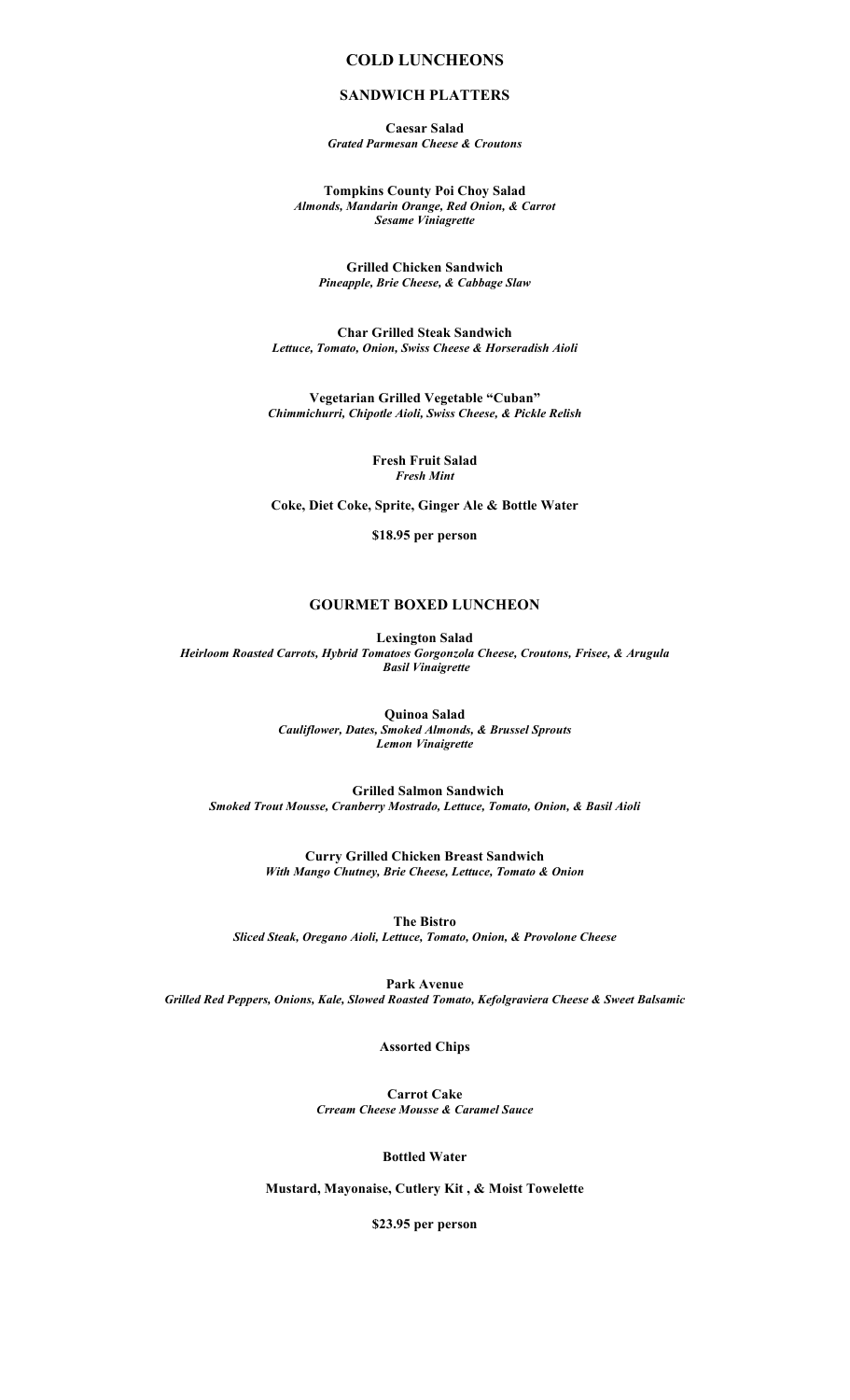# COLD LUNCHEONS

## SANDWICH PLATTERS

**Caesar Salad**
***Grated Parmesan Cheese & Croutons***

**Tompkins County Poi Choy Salad**
***Almonds, Mandarin Orange, Red Onion, & Carrot***
***Sesame Viniagrette***

**Grilled Chicken Sandwich**
***Pineapple, Brie Cheese, & Cabbage Slaw***

**Char Grilled Steak Sandwich**
***Lettuce, Tomato, Onion, Swiss Cheese & Horseradish Aioli***

**Vegetarian Grilled Vegetable "Cuban"**
***Chimmichurri, Chipotle Aioli, Swiss Cheese, & Pickle Relish***

**Fresh Fruit Salad**
***Fresh Mint***

**Coke, Diet Coke, Sprite, Ginger Ale & Bottle Water**

**$18.95 per person**

## GOURMET BOXED LUNCHEON

**Lexington Salad**
***Heirloom Roasted Carrots, Hybrid Tomatoes Gorgonzola Cheese, Croutons, Frisee, & Arugula***
***Basil Vinaigrette***

**Quinoa Salad**
***Cauliflower, Dates, Smoked Almonds, & Brussel Sprouts***
***Lemon Vinaigrette***

**Grilled Salmon Sandwich**
***Smoked Trout Mousse, Cranberry Mostrado, Lettuce, Tomato, Onion, & Basil Aioli***

**Curry Grilled Chicken Breast Sandwich**
***With Mango Chutney, Brie Cheese, Lettuce, Tomato & Onion***

**The Bistro**
***Sliced Steak, Oregano Aioli, Lettuce, Tomato, Onion, & Provolone Cheese***

**Park Avenue**
***Grilled Red Peppers, Onions, Kale, Slowed Roasted Tomato, Kefolgraviera Cheese & Sweet Balsamic***

**Assorted Chips**

**Carrot Cake**
***Crream Cheese Mousse & Caramel Sauce***

**Bottled Water**

**Mustard, Mayonaise, Cutlery Kit , & Moist Towelette**

**$23.95 per person**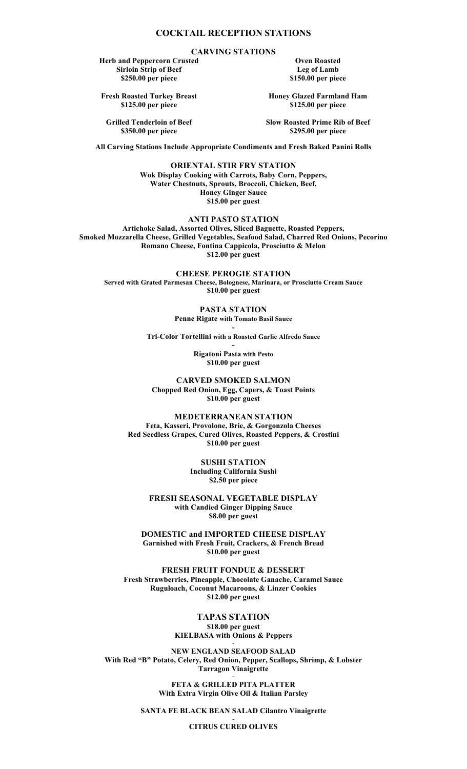# COCKTAIL RECEPTION STATIONS

## CARVING STATIONS

**Herb and Peppercorn Crusted Sirloin Strip of Beef**
**$250.00 per piece**

**Oven Roasted Leg of Lamb**
**$150.00 per piece**

**Fresh Roasted Turkey Breast**
**$125.00 per piece**

**Honey Glazed Farmland Ham**
**$125.00 per piece**

**Grilled Tenderloin of Beef**
**$350.00 per piece**

**Slow Roasted Prime Rib of Beef**
**$295.00 per piece**

**All Carving Stations Include Appropriate Condiments and Fresh Baked Panini Rolls**

## ORIENTAL STIR FRY STATION

**Wok Display Cooking with Carrots, Baby Corn, Peppers, Water Chestnuts, Sprouts, Broccoli, Chicken, Beef, Honey Ginger Sauce**
**$15.00 per guest**

## ANTI PASTO STATION

**Artichoke Salad, Assorted Olives, Sliced Baguette, Roasted Peppers, Smoked Mozzarella Cheese, Grilled Vegetables, Seafood Salad, Charred Red Onions, Pecorino Romano Cheese, Fontina Cappicola, Prosciutto & Melon**
**$12.00 per guest**

## CHEESE PEROGIE STATION

**Served with Grated Parmesan Cheese, Bolognese, Marinara, or Prosciutto Cream Sauce**
**$10.00 per guest**

## PASTA STATION

**Penne Rigate with Tomato Basil Sauce**

-

**Tri-Color Tortellini with a Roasted Garlic Alfredo Sauce**

-

**Rigatoni Pasta with Pesto**
**$10.00 per guest**

## CARVED SMOKED SALMON

**Chopped Red Onion, Egg, Capers, & Toast Points**
**$10.00 per guest**

## MEDETERRANEAN STATION

**Feta, Kasseri, Provolone, Brie, & Gorgonzola Cheeses**
**Red Seedless Grapes, Cured Olives, Roasted Peppers, & Crostini**
**$10.00 per guest**

## SUSHI STATION

**Including California Sushi**
**$2.50 per piece**

## FRESH SEASONAL VEGETABLE DISPLAY

**with Candied Ginger Dipping Sauce**
**$8.00 per guest**

## DOMESTIC and IMPORTED CHEESE DISPLAY

**Garnished with Fresh Fruit, Crackers, & French Bread**
**$10.00 per guest**

## FRESH FRUIT FONDUE & DESSERT

**Fresh Strawberries, Pineapple, Chocolate Ganache, Caramel Sauce**
**Ruguloach, Coconut Macaroons, & Linzer Cookies**
**$12.00 per guest**

## TAPAS STATION

**$18.00 per guest**

**KIELBASA with Onions & Peppers**

-

**NEW ENGLAND SEAFOOD SALAD**
**With Red "B" Potato, Celery, Red Onion, Pepper, Scallops, Shrimp, & Lobster**
**Tarragon Vinaigrette**

-

**FETA & GRILLED PITA PLATTER**
**With Extra Virgin Olive Oil & Italian Parsley**

**SANTA FE BLACK BEAN SALAD Cilantro Vinaigrette**

-

**CITRUS CURED OLIVES**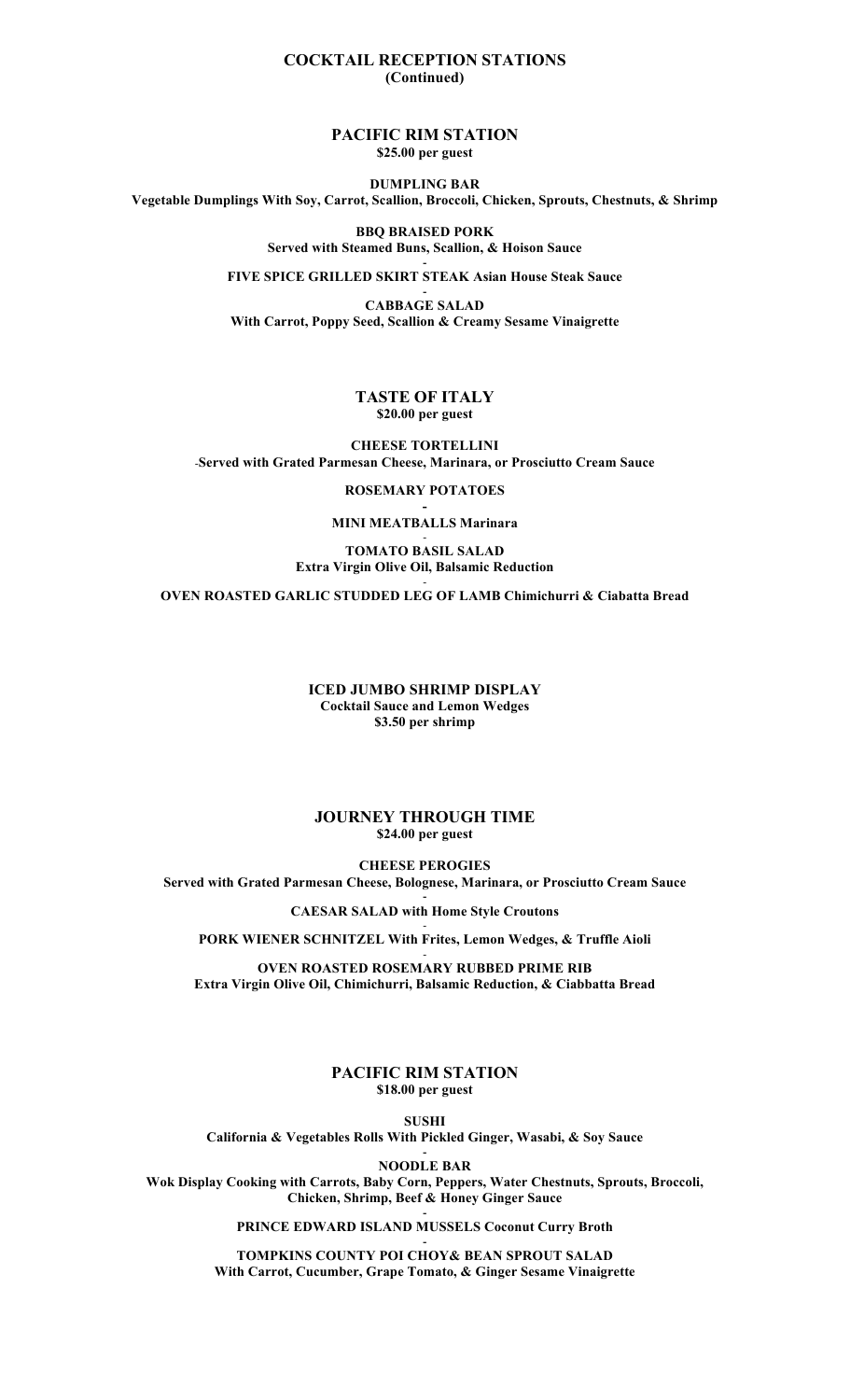# COCKTAIL RECEPTION STATIONS
**(Continued)**

## PACIFIC RIM STATION
**$25.00 per guest**

**DUMPLING BAR**
**Vegetable Dumplings With Soy, Carrot, Scallion, Broccoli, Chicken, Sprouts, Chestnuts, & Shrimp**

**BBQ BRAISED PORK**
**Served with Steamed Buns, Scallion, & Hoison Sauce**

-

**FIVE SPICE GRILLED SKIRT STEAK Asian House Steak Sauce**

-

**CABBAGE SALAD**
**With Carrot, Poppy Seed, Scallion & Creamy Sesame Vinaigrette**

## TASTE OF ITALY
**$20.00 per guest**

**CHEESE TORTELLINI**
**-Served with Grated Parmesan Cheese, Marinara, or Prosciutto Cream Sauce**

**ROSEMARY POTATOES**

-

**MINI MEATBALLS Marinara**

-

**TOMATO BASIL SALAD**
**Extra Virgin Olive Oil, Balsamic Reduction**

-

**OVEN ROASTED GARLIC STUDDED LEG OF LAMB Chimichurri & Ciabatta Bread**

## ICED JUMBO SHRIMP DISPLAY
**Cocktail Sauce and Lemon Wedges**
**$3.50 per shrimp**

## JOURNEY THROUGH TIME
**$24.00 per guest**

**CHEESE PEROGIES**
**Served with Grated Parmesan Cheese, Bolognese, Marinara, or Prosciutto Cream Sauce**

-

**CAESAR SALAD with Home Style Croutons**

-

**PORK WIENER SCHNITZEL With Frites, Lemon Wedges, & Truffle Aioli**

-

**OVEN ROASTED ROSEMARY RUBBED PRIME RIB**
**Extra Virgin Olive Oil, Chimichurri, Balsamic Reduction, & Ciabbatta Bread**

## PACIFIC RIM STATION
**$18.00 per guest**

**SUSHI**
**California & Vegetables Rolls With Pickled Ginger, Wasabi, & Soy Sauce**

-

**NOODLE BAR**
**Wok Display Cooking with Carrots, Baby Corn, Peppers, Water Chestnuts, Sprouts, Broccoli, Chicken, Shrimp, Beef & Honey Ginger Sauce**

-

**PRINCE EDWARD ISLAND MUSSELS Coconut Curry Broth**

-

**TOMPKINS COUNTY POI CHOY& BEAN SPROUT SALAD**
**With Carrot, Cucumber, Grape Tomato, & Ginger Sesame Vinaigrette**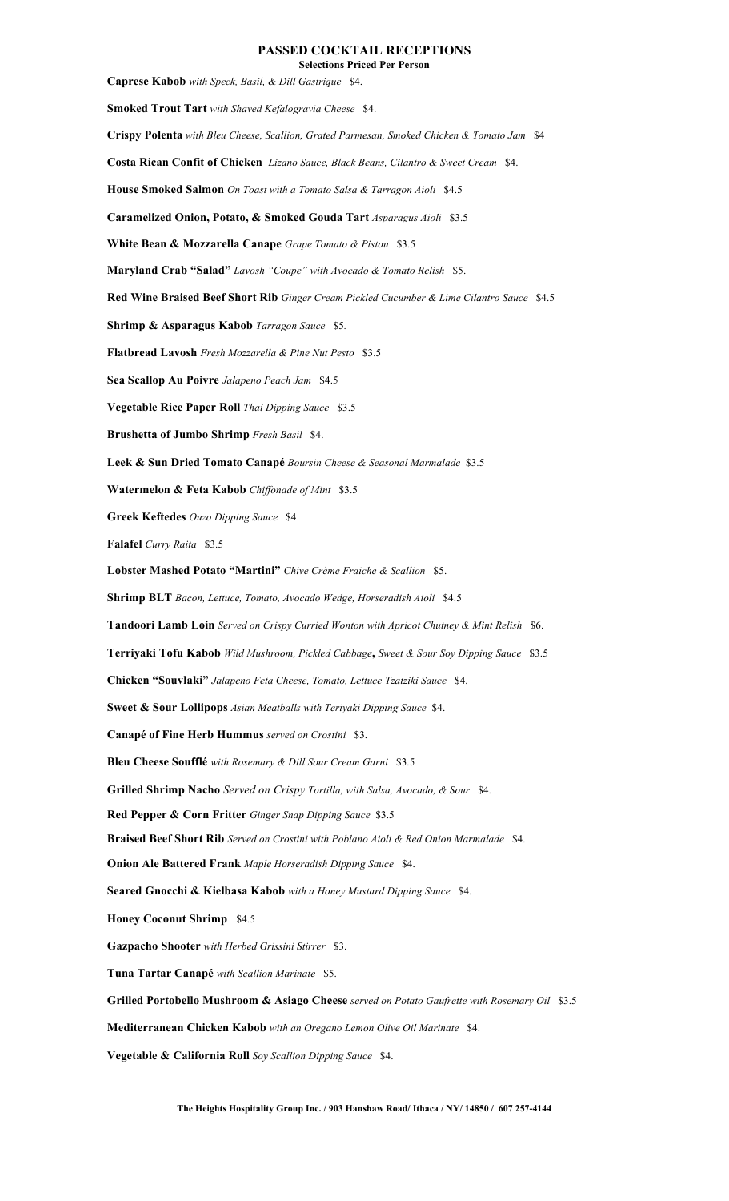# PASSED COCKTAIL RECEPTIONS

**Selections Priced Per Person**

**Caprese Kabob** *with Speck, Basil, & Dill Gastrique* $4.

**Smoked Trout Tart** *with Shaved Kefalogravia Cheese* $4.

**Crispy Polenta** *with Bleu Cheese, Scallion, Grated Parmesan, Smoked Chicken & Tomato Jam* $4

**Costa Rican Confit of Chicken** *Lizano Sauce, Black Beans, Cilantro & Sweet Cream* $4.

**House Smoked Salmon** *On Toast with a Tomato Salsa & Tarragon Aioli* $4.5

**Caramelized Onion, Potato, & Smoked Gouda Tart** *Asparagus Aioli* $3.5

**White Bean & Mozzarella Canape** *Grape Tomato & Pistou* $3.5

**Maryland Crab "Salad"** *Lavosh "Coupe" with Avocado & Tomato Relish* $5.

**Red Wine Braised Beef Short Rib** *Ginger Cream Pickled Cucumber & Lime Cilantro Sauce* $4.5

**Shrimp & Asparagus Kabob** *Tarragon Sauce* $5.

**Flatbread Lavosh** *Fresh Mozzarella & Pine Nut Pesto* $3.5

**Sea Scallop Au Poivre** *Jalapeno Peach Jam* $4.5

**Vegetable Rice Paper Roll** *Thai Dipping Sauce* $3.5

**Brushetta of Jumbo Shrimp** *Fresh Basil* $4.

**Leek & Sun Dried Tomato Canapé** *Boursin Cheese & Seasonal Marmalade* $3.5

**Watermelon & Feta Kabob** *Chiffonade of Mint* $3.5

**Greek Keftedes** *Ouzo Dipping Sauce* $4

**Falafel** *Curry Raita* $3.5

**Lobster Mashed Potato "Martini"** *Chive Crème Fraiche & Scallion* $5.

**Shrimp BLT** *Bacon, Lettuce, Tomato, Avocado Wedge, Horseradish Aioli* $4.5

**Tandoori Lamb Loin** *Served on Crispy Curried Wonton with Apricot Chutney & Mint Relish* $6.

**Terriyaki Tofu Kabob** *Wild Mushroom, Pickled Cabbage*, *Sweet & Sour Soy Dipping Sauce* $3.5

**Chicken "Souvlaki"** *Jalapeno Feta Cheese, Tomato, Lettuce Tzatziki Sauce* $4.

**Sweet & Sour Lollipops** *Asian Meatballs with Teriyaki Dipping Sauce* $4.

**Canapé of Fine Herb Hummus** *served on Crostini* $3.

**Bleu Cheese Soufflé** *with Rosemary & Dill Sour Cream Garni* $3.5

**Grilled Shrimp Nacho** *Served on Crispy Tortilla, with Salsa, Avocado, & Sour* $4.

**Red Pepper & Corn Fritter** *Ginger Snap Dipping Sauce* $3.5

**Braised Beef Short Rib** *Served on Crostini with Poblano Aioli & Red Onion Marmalade* $4.

**Onion Ale Battered Frank** *Maple Horseradish Dipping Sauce* $4.

**Seared Gnocchi & Kielbasa Kabob** *with a Honey Mustard Dipping Sauce* $4.

**Honey Coconut Shrimp** $4.5

**Gazpacho Shooter** *with Herbed Grissini Stirrer* $3.

**Tuna Tartar Canapé** *with Scallion Marinate* $5.

**Grilled Portobello Mushroom & Asiago Cheese** *served on Potato Gaufrette with Rosemary Oil* $3.5

**Mediterranean Chicken Kabob** *with an Oregano Lemon Olive Oil Marinate* $4.

**Vegetable & California Roll** *Soy Scallion Dipping Sauce* $4.

**The Heights Hospitality Group Inc. / 903 Hanshaw Road/ Ithaca / NY/ 14850 / 607 257-4144**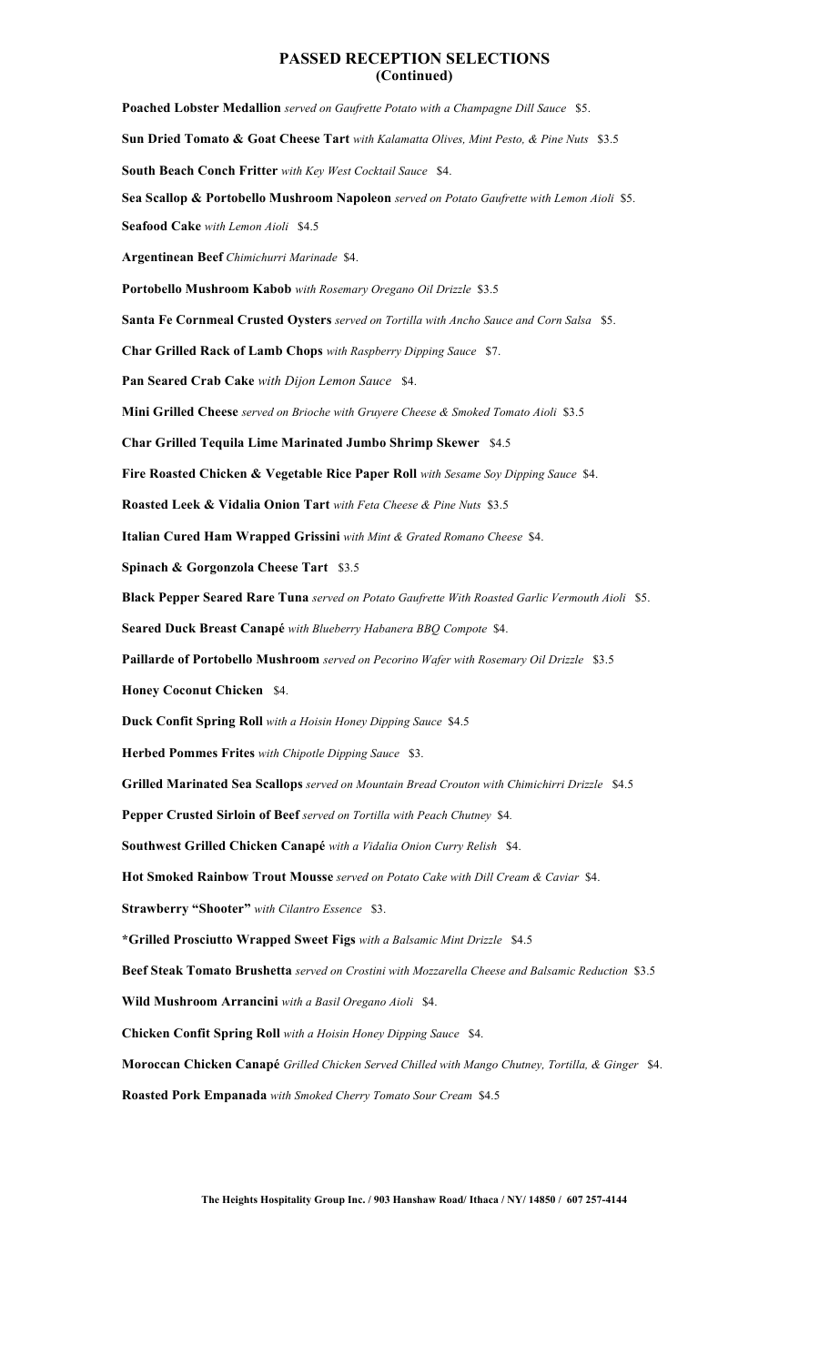## PASSED RECEPTION SELECTIONS
## (Continued)

**Poached Lobster Medallion** *served on Gaufrette Potato with a Champagne Dill Sauce* $5.

**Sun Dried Tomato & Goat Cheese Tart** *with Kalamatta Olives, Mint Pesto, & Pine Nuts* $3.5

**South Beach Conch Fritter** *with Key West Cocktail Sauce* $4.

**Sea Scallop & Portobello Mushroom Napoleon** *served on Potato Gaufrette with Lemon Aioli* $5.

**Seafood Cake** *with Lemon Aioli* $4.5

**Argentinean Beef** *Chimichurri Marinade* $4.

**Portobello Mushroom Kabob** *with Rosemary Oregano Oil Drizzle* $3.5

**Santa Fe Cornmeal Crusted Oysters** *served on Tortilla with Ancho Sauce and Corn Salsa* $5.

**Char Grilled Rack of Lamb Chops** *with Raspberry Dipping Sauce* $7.

**Pan Seared Crab Cake** *with Dijon Lemon Sauce* $4.

**Mini Grilled Cheese** *served on Brioche with Gruyere Cheese & Smoked Tomato Aioli* $3.5

**Char Grilled Tequila Lime Marinated Jumbo Shrimp Skewer** $4.5

**Fire Roasted Chicken & Vegetable Rice Paper Roll** *with Sesame Soy Dipping Sauce* $4.

**Roasted Leek & Vidalia Onion Tart** *with Feta Cheese & Pine Nuts* $3.5

**Italian Cured Ham Wrapped Grissini** *with Mint & Grated Romano Cheese* $4.

**Spinach & Gorgonzola Cheese Tart** $3.5

**Black Pepper Seared Rare Tuna** *served on Potato Gaufrette With Roasted Garlic Vermouth Aioli* $5.

**Seared Duck Breast Canapé** *with Blueberry Habanera BBQ Compote* $4.

**Paillarde of Portobello Mushroom** *served on Pecorino Wafer with Rosemary Oil Drizzle* $3.5

**Honey Coconut Chicken** $4.

**Duck Confit Spring Roll** *with a Hoisin Honey Dipping Sauce* $4.5

**Herbed Pommes Frites** *with Chipotle Dipping Sauce* $3.

**Grilled Marinated Sea Scallops** *served on Mountain Bread Crouton with Chimichirri Drizzle* $4.5

**Pepper Crusted Sirloin of Beef** *served on Tortilla with Peach Chutney* $4.

**Southwest Grilled Chicken Canapé** *with a Vidalia Onion Curry Relish* $4.

**Hot Smoked Rainbow Trout Mousse** *served on Potato Cake with Dill Cream & Caviar* $4.

**Strawberry "Shooter"** *with Cilantro Essence* $3.

**\*Grilled Prosciutto Wrapped Sweet Figs** *with a Balsamic Mint Drizzle* $4.5

**Beef Steak Tomato Brushetta** *served on Crostini with Mozzarella Cheese and Balsamic Reduction* $3.5

**Wild Mushroom Arrancini** *with a Basil Oregano Aioli* $4.

**Chicken Confit Spring Roll** *with a Hoisin Honey Dipping Sauce* $4.

**Moroccan Chicken Canapé** *Grilled Chicken Served Chilled with Mango Chutney, Tortilla, & Ginger* $4.

**Roasted Pork Empanada** *with Smoked Cherry Tomato Sour Cream* $4.5

**The Heights Hospitality Group Inc. / 903 Hanshaw Road/ Ithaca / NY/ 14850 / 607 257-4144**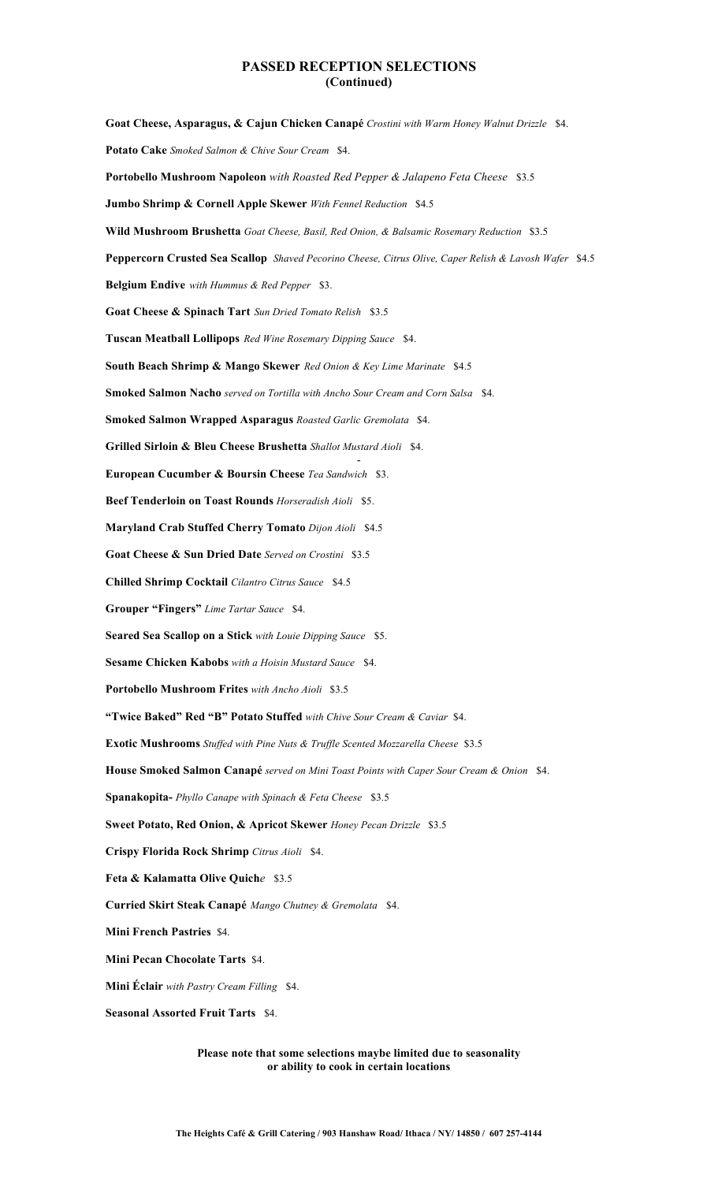## PASSED RECEPTION SELECTIONS
## (Continued)

**Goat Cheese, Asparagus, & Cajun Chicken Canapé** *Crostini with Warm Honey Walnut Drizzle* $4.

**Potato Cake** *Smoked Salmon & Chive Sour Cream* $4.

**Portobello Mushroom Napoleon** *with Roasted Red Pepper & Jalapeno Feta Cheese* $3.5

**Jumbo Shrimp & Cornell Apple Skewer** *With Fennel Reduction* $4.5

**Wild Mushroom Brushetta** *Goat Cheese, Basil, Red Onion, & Balsamic Rosemary Reduction* $3.5

**Peppercorn Crusted Sea Scallop** *Shaved Pecorino Cheese, Citrus Olive, Caper Relish & Lavosh Wafer* $4.5

**Belgium Endive** *with Hummus & Red Pepper* $3.

**Goat Cheese & Spinach Tart** *Sun Dried Tomato Relish* $3.5

**Tuscan Meatball Lollipops** *Red Wine Rosemary Dipping Sauce* $4.

**South Beach Shrimp & Mango Skewer** *Red Onion & Key Lime Marinate* $4.5

**Smoked Salmon Nacho** *served on Tortilla with Ancho Sour Cream and Corn Salsa* $4.

**Smoked Salmon Wrapped Asparagus** *Roasted Garlic Gremolata* $4.

**Grilled Sirloin & Bleu Cheese Brushetta** *Shallot Mustard Aioli* $4.

**European Cucumber & Boursin Cheese** *Tea Sandwich* $3.

**Beef Tenderloin on Toast Rounds** *Horseradish Aioli* $5.

**Maryland Crab Stuffed Cherry Tomato** *Dijon Aioli* $4.5

**Goat Cheese & Sun Dried Date** *Served on Crostini* $3.5

**Chilled Shrimp Cocktail** *Cilantro Citrus Sauce* $4.5

**Grouper "Fingers"** *Lime Tartar Sauce* $4.

**Seared Sea Scallop on a Stick** *with Louie Dipping Sauce* $5.

**Sesame Chicken Kabobs** *with a Hoisin Mustard Sauce* $4.

**Portobello Mushroom Frites** *with Ancho Aioli* $3.5

**"Twice Baked" Red "B" Potato Stuffed** *with Chive Sour Cream & Caviar* $4.

**Exotic Mushrooms** *Stuffed with Pine Nuts & Truffle Scented Mozzarella Cheese* $3.5

**House Smoked Salmon Canapé** *served on Mini Toast Points with Caper Sour Cream & Onion* $4.

**Spanakopita-** *Phyllo Canape with Spinach & Feta Cheese* $3.5

**Sweet Potato, Red Onion, & Apricot Skewer** *Honey Pecan Drizzle* $3.5

**Crispy Florida Rock Shrimp** *Citrus Aioli* $4.

**Feta & Kalamatta Olive Quich*e*** $3.5

**Curried Skirt Steak Canapé** *Mango Chutney & Gremolata* $4.

**Mini French Pastries** $4.

**Mini Pecan Chocolate Tarts** $4.

**Mini Éclair** *with Pastry Cream Filling* $4.

**Seasonal Assorted Fruit Tarts** $4.

**Please note that some selections maybe limited due to seasonality or ability to cook in certain locations**

**The Heights Café & Grill Catering / 903 Hanshaw Road/ Ithaca / NY/ 14850 / 607 257-4144**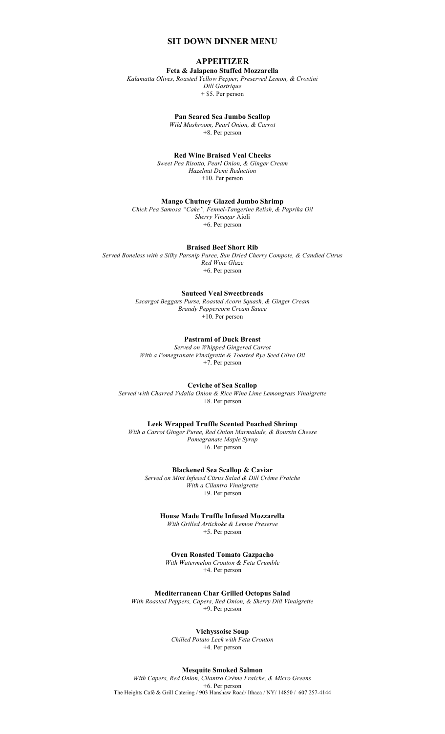# SIT DOWN DINNER MENU

## APPEITIZER

**Feta & Jalapeno Stuffed Mozzarella**
*Kalamatta Olives, Roasted Yellow Pepper, Preserved Lemon, & Crostini*
*Dill Gastrique*
+ $5. Per person

**Pan Seared Sea Jumbo Scallop**
*Wild Mushroom, Pearl Onion, & Carrot*
+8. Per person

**Red Wine Braised Veal Cheeks**
*Sweet Pea Risotto, Pearl Onion, & Ginger Cream*
*Hazelnut Demi Reduction*
+10. Per person

**Mango Chutney Glazed Jumbo Shrimp**
*Chick Pea Samosa "Cake", Fennel-Tangerine Relish, & Paprika Oil*
*Sherry Vinegar* Aioli
+6. Per person

**Braised Beef Short Rib**
*Served Boneless with a Silky Parsnip Puree, Sun Dried Cherry Compote, & Candied Citrus*
*Red Wine Glaze*
+6. Per person

**Sauteed Veal Sweetbreads**
*Escargot Beggars Purse, Roasted Acorn Squash, & Ginger Cream*
*Brandy Peppercorn Cream Sauce*
+10. Per person

**Pastrami of Duck Breast**
*Served on Whipped Gingered Carrot*
*With a Pomegranate Vinaigrette & Toasted Rye Seed Olive Oil*
+7. Per person

**Ceviche of Sea Scallop**
*Served with Charred Vidalia Onion & Rice Wine Lime Lemongrass Vinaigrette*
+8. Per person

**Leek Wrapped Truffle Scented Poached Shrimp**
*With a Carrot Ginger Puree, Red Onion Marmalade, & Boursin Cheese*
*Pomegranate Maple Syrup*
+6. Per person

**Blackened Sea Scallop & Caviar**
*Served on Mint Infused Citrus Salad & Dill Crème Fraiche*
*With a Cilantro Vinaigrette*
+9. Per person

**House Made Truffle Infused Mozzarella**
*With Grilled Artichoke & Lemon Preserve*
+5. Per person

**Oven Roasted Tomato Gazpacho**
*With Watermelon Crouton & Feta Crumble*
+4. Per person

**Mediterranean Char Grilled Octopus Salad**
*With Roasted Peppers, Capers, Red Onion, & Sherry Dill Vinaigrette*
+9. Per person

**Vichyssoise Soup**
*Chilled Potato Leek with Feta Crouton*
+4. Per person

**Mesquite Smoked Salmon**
*With Capers, Red Onion, Cilantro Crème Fraiche, & Micro Greens*
+6. Per person

The Heights Café & Grill Catering / 903 Hanshaw Road/ Ithaca / NY/ 14850 / 607 257-4144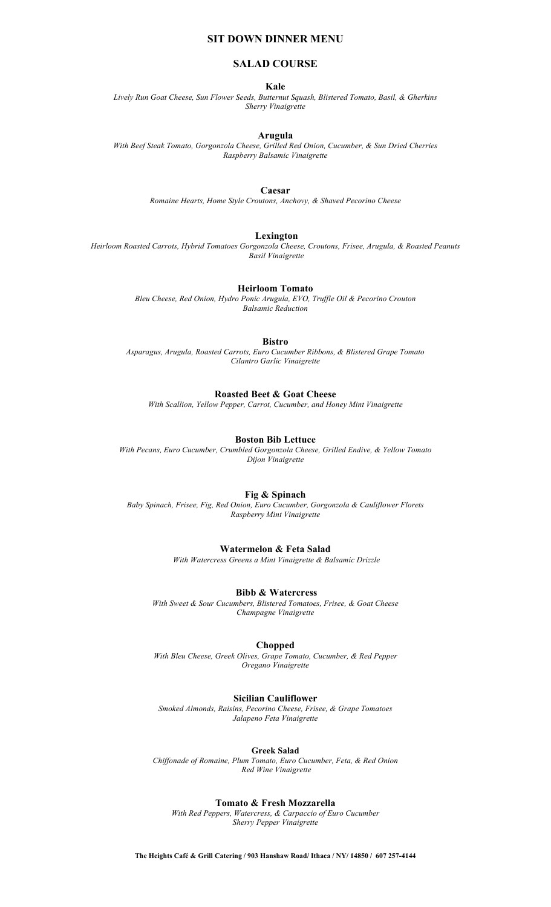## SIT DOWN DINNER MENU

### SALAD COURSE

**Kale**

*Lively Run Goat Cheese, Sun Flower Seeds, Butternut Squash, Blistered Tomato, Basil, & Gherkins*
*Sherry Vinaigrette*

**Arugula**

*With Beef Steak Tomato, Gorgonzola Cheese, Grilled Red Onion, Cucumber, & Sun Dried Cherries*
*Raspberry Balsamic Vinaigrette*

**Caesar**

*Romaine Hearts, Home Style Croutons, Anchovy, & Shaved Pecorino Cheese*

**Lexington**

*Heirloom Roasted Carrots, Hybrid Tomatoes Gorgonzola Cheese, Croutons, Frisee, Arugula, & Roasted Peanuts*
*Basil Vinaigrette*

**Heirloom Tomato**

*Bleu Cheese, Red Onion, Hydro Ponic Arugula, EVO, Truffle Oil & Pecorino Crouton*
*Balsamic Reduction*

**Bistro**

*Asparagus, Arugula, Roasted Carrots, Euro Cucumber Ribbons, & Blistered Grape Tomato*
*Cilantro Garlic Vinaigrette*

**Roasted Beet & Goat Cheese**

*With Scallion, Yellow Pepper, Carrot, Cucumber, and Honey Mint Vinaigrette*

**Boston Bib Lettuce**

*With Pecans, Euro Cucumber, Crumbled Gorgonzola Cheese, Grilled Endive, & Yellow Tomato*
*Dijon Vinaigrette*

**Fig & Spinach**

*Baby Spinach, Frisee, Fig, Red Onion, Euro Cucumber, Gorgonzola & Cauliflower Florets*
*Raspberry Mint Vinaigrette*

**Watermelon & Feta Salad**

*With Watercress Greens a Mint Vinaigrette & Balsamic Drizzle*

**Bibb & Watercress**

*With Sweet & Sour Cucumbers, Blistered Tomatoes, Frisee, & Goat Cheese*
*Champagne Vinaigrette*

**Chopped**

*With Bleu Cheese, Greek Olives, Grape Tomato, Cucumber, & Red Pepper*
*Oregano Vinaigrette*

**Sicilian Cauliflower**

*Smoked Almonds, Raisins, Pecorino Cheese, Frisee, & Grape Tomatoes*
*Jalapeno Feta Vinaigrette*

**Greek Salad**

*Chiffonade of Romaine, Plum Tomato, Euro Cucumber, Feta, & Red Onion*
*Red Wine Vinaigrette*

**Tomato & Fresh Mozzarella**

*With Red Peppers, Watercress, & Carpaccio of Euro Cucumber*
*Sherry Pepper Vinaigrette*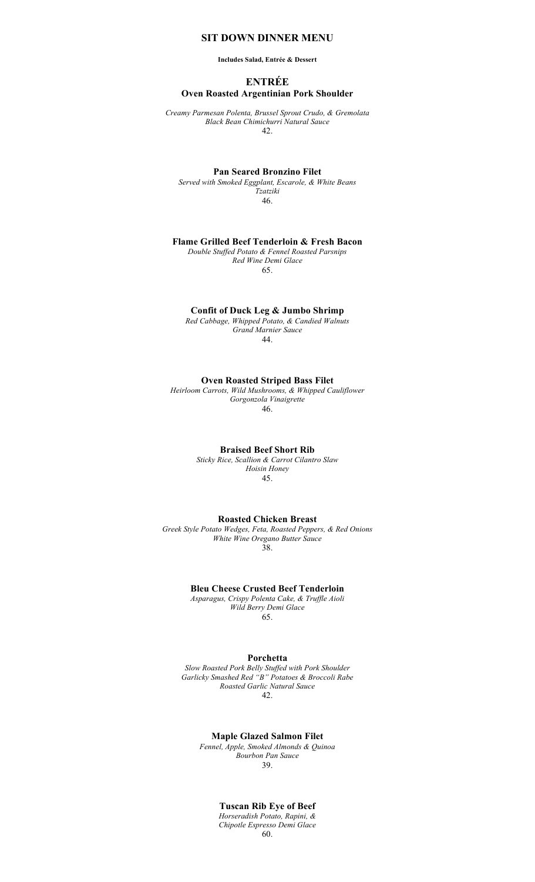## SIT DOWN DINNER MENU

**Includes Salad, Entrée & Dessert**

## ENTRÉE

### Oven Roasted Argentinian Pork Shoulder

*Creamy Parmesan Polenta, Brussel Sprout Crudo, & Gremolata*
*Black Bean Chimichurri Natural Sauce*
42.

### Pan Seared Bronzino Filet

*Served with Smoked Eggplant, Escarole, & White Beans*
*Tzatziki*
46.

### Flame Grilled Beef Tenderloin & Fresh Bacon

*Double Stuffed Potato & Fennel Roasted Parsnips*
*Red Wine Demi Glace*
65.

### Confit of Duck Leg & Jumbo Shrimp

*Red Cabbage, Whipped Potato, & Candied Walnuts*
*Grand Marnier Sauce*
44.

### Oven Roasted Striped Bass Filet

*Heirloom Carrots, Wild Mushrooms, & Whipped Cauliflower*
*Gorgonzola Vinaigrette*
46.

### Braised Beef Short Rib

*Sticky Rice, Scallion & Carrot Cilantro Slaw*
*Hoisin Honey*
45.

### Roasted Chicken Breast

*Greek Style Potato Wedges, Feta, Roasted Peppers, & Red Onions*
*White Wine Oregano Butter Sauce*
38.

### Bleu Cheese Crusted Beef Tenderloin

*Asparagus, Crispy Polenta Cake, & Truffle Aioli*
*Wild Berry Demi Glace*
65.

### Porchetta

*Slow Roasted Pork Belly Stuffed with Pork Shoulder*
*Garlicky Smashed Red "B" Potatoes & Broccoli Rabe*
*Roasted Garlic Natural Sauce*
42.

### Maple Glazed Salmon Filet

*Fennel, Apple, Smoked Almonds & Quinoa*
*Bourbon Pan Sauce*
39.

### Tuscan Rib Eye of Beef

*Horseradish Potato, Rapini, &*
*Chipotle Espresso Demi Glace*
60.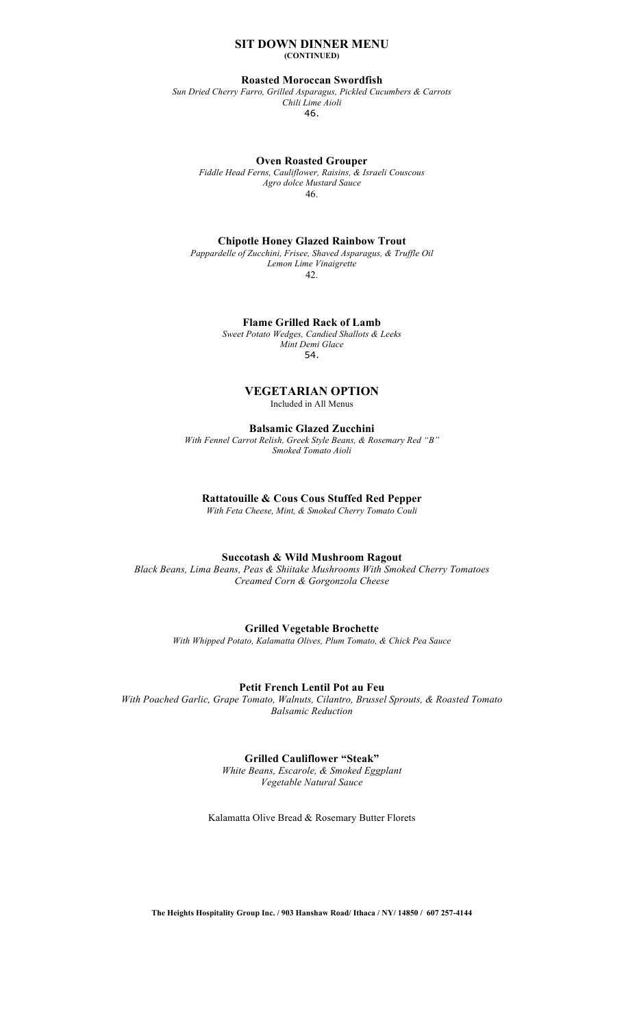# SIT DOWN DINNER MENU

**(CONTINUED)**

### Roasted Moroccan Swordfish

*Sun Dried Cherry Farro, Grilled Asparagus, Pickled Cucumbers & Carrots*
*Chili Lime Aioli*
46.

### Oven Roasted Grouper

*Fiddle Head Ferns, Cauliflower, Raisins, & Israeli Couscous*
*Agro dolce Mustard Sauce*
46.

### Chipotle Honey Glazed Rainbow Trout

*Pappardelle of Zucchini, Frisee, Shaved Asparagus, & Truffle Oil*
*Lemon Lime Vinaigrette*
42.

### Flame Grilled Rack of Lamb

*Sweet Potato Wedges, Candied Shallots & Leeks*
*Mint Demi Glace*
54.

## VEGETARIAN OPTION

Included in All Menus

### Balsamic Glazed Zucchini

*With Fennel Carrot Relish, Greek Style Beans, & Rosemary Red "B"*
*Smoked Tomato Aioli*

### Rattatouille & Cous Cous Stuffed Red Pepper

*With Feta Cheese, Mint, & Smoked Cherry Tomato Couli*

### Succotash & Wild Mushroom Ragout

*Black Beans, Lima Beans, Peas & Shiitake Mushrooms With Smoked Cherry Tomatoes*
*Creamed Corn & Gorgonzola Cheese*

### Grilled Vegetable Brochette

*With Whipped Potato, Kalamatta Olives, Plum Tomato, & Chick Pea Sauce*

### Petit French Lentil Pot au Feu

*With Poached Garlic, Grape Tomato, Walnuts, Cilantro, Brussel Sprouts, & Roasted Tomato*
*Balsamic Reduction*

### Grilled Cauliflower "Steak"

*White Beans, Escarole, & Smoked Eggplant*
*Vegetable Natural Sauce*

Kalamatta Olive Bread & Rosemary Butter Florets

**The Heights Hospitality Group Inc. / 903 Hanshaw Road/ Ithaca / NY/ 14850 / 607 257-4144**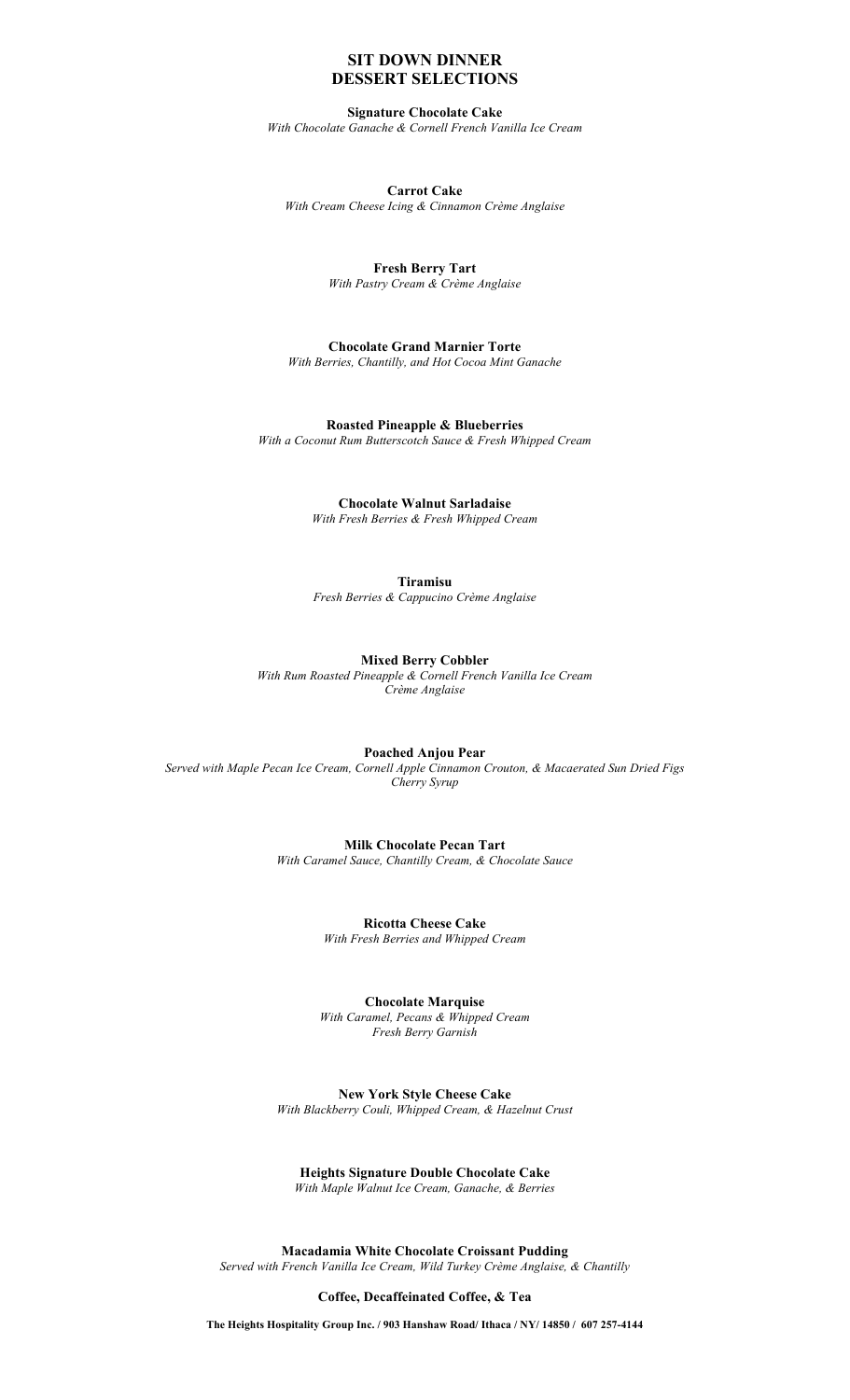# SIT DOWN DINNER
# DESSERT SELECTIONS

**Signature Chocolate Cake**
*With Chocolate Ganache & Cornell French Vanilla Ice Cream*

**Carrot Cake**
*With Cream Cheese Icing & Cinnamon Crème Anglaise*

**Fresh Berry Tart**
*With Pastry Cream & Crème Anglaise*

**Chocolate Grand Marnier Torte**
*With Berries, Chantilly, and Hot Cocoa Mint Ganache*

**Roasted Pineapple & Blueberries**
*With a Coconut Rum Butterscotch Sauce & Fresh Whipped Cream*

**Chocolate Walnut Sarladaise**
*With Fresh Berries & Fresh Whipped Cream*

**Tiramisu**
*Fresh Berries & Cappucino Crème Anglaise*

**Mixed Berry Cobbler**
*With Rum Roasted Pineapple & Cornell French Vanilla Ice Cream*
*Crème Anglaise*

**Poached Anjou Pear**
*Served with Maple Pecan Ice Cream, Cornell Apple Cinnamon Crouton, & Macaerated Sun Dried Figs*
*Cherry Syrup*

**Milk Chocolate Pecan Tart**
*With Caramel Sauce, Chantilly Cream, & Chocolate Sauce*

**Ricotta Cheese Cake**
*With Fresh Berries and Whipped Cream*

**Chocolate Marquise**
*With Caramel, Pecans & Whipped Cream*
*Fresh Berry Garnish*

**New York Style Cheese Cake**
*With Blackberry Couli, Whipped Cream, & Hazelnut Crust*

**Heights Signature Double Chocolate Cake**
*With Maple Walnut Ice Cream, Ganache, & Berries*

**Macadamia White Chocolate Croissant Pudding**
*Served with French Vanilla Ice Cream, Wild Turkey Crème Anglaise, & Chantilly*

**Coffee, Decaffeinated Coffee, & Tea**

**The Heights Hospitality Group Inc. / 903 Hanshaw Road/ Ithaca / NY/ 14850 / 607 257-4144**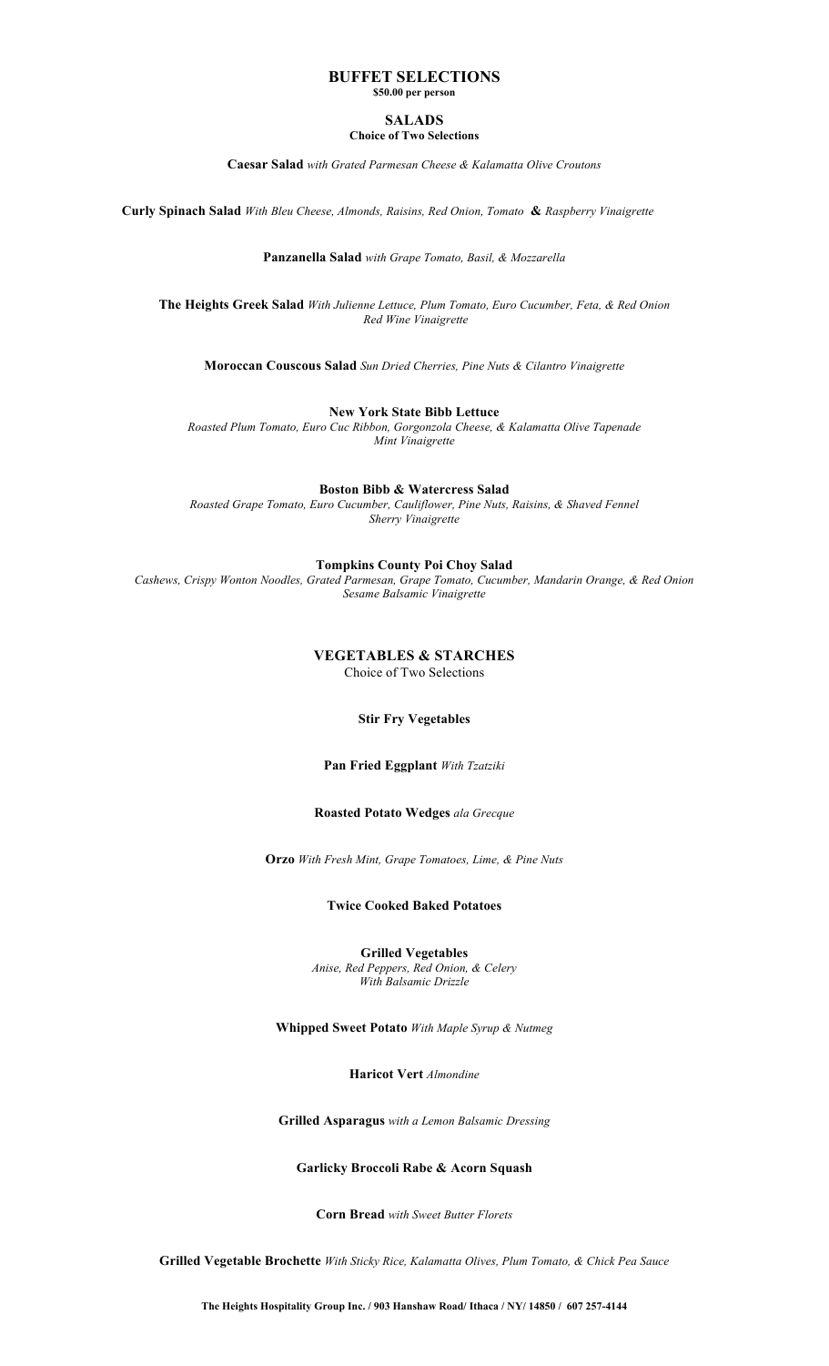# BUFFET SELECTIONS

**$50.00 per person**

## SALADS

**Choice of Two Selections**

**Caesar Salad** *with Grated Parmesan Cheese & Kalamatta Olive Croutons*

**Curly Spinach Salad** *With Bleu Cheese, Almonds, Raisins, Red Onion, Tomato* **&** *Raspberry Vinaigrette*

**Panzanella Salad** *with Grape Tomato, Basil, & Mozzarella*

**The Heights Greek Salad** *With Julienne Lettuce, Plum Tomato, Euro Cucumber, Feta, & Red Onion*
*Red Wine Vinaigrette*

**Moroccan Couscous Salad** *Sun Dried Cherries, Pine Nuts & Cilantro Vinaigrette*

**New York State Bibb Lettuce**
*Roasted Plum Tomato, Euro Cuc Ribbon, Gorgonzola Cheese, & Kalamatta Olive Tapenade*
*Mint Vinaigrette*

**Boston Bibb & Watercress Salad**
*Roasted Grape Tomato, Euro Cucumber, Cauliflower, Pine Nuts, Raisins, & Shaved Fennel*
*Sherry Vinaigrette*

**Tompkins County Poi Choy Salad**
*Cashews, Crispy Wonton Noodles, Grated Parmesan, Grape Tomato, Cucumber, Mandarin Orange, & Red Onion*
*Sesame Balsamic Vinaigrette*

## VEGETABLES & STARCHES

Choice of Two Selections

**Stir Fry Vegetables**

**Pan Fried Eggplant** *With Tzatziki*

**Roasted Potato Wedges** *ala Grecque*

**Orzo** *With Fresh Mint, Grape Tomatoes, Lime, & Pine Nuts*

**Twice Cooked Baked Potatoes**

**Grilled Vegetables**
*Anise, Red Peppers, Red Onion, & Celery*
*With Balsamic Drizzle*

**Whipped Sweet Potato** *With Maple Syrup & Nutmeg*

**Haricot Vert** *Almondine*

**Grilled Asparagus** *with a Lemon Balsamic Dressing*

**Garlicky Broccoli Rabe & Acorn Squash**

**Corn Bread** *with Sweet Butter Florets*

**Grilled Vegetable Brochette** *With Sticky Rice, Kalamatta Olives, Plum Tomato, & Chick Pea Sauce*

**The Heights Hospitality Group Inc. / 903 Hanshaw Road/ Ithaca / NY/ 14850 / 607 257-4144**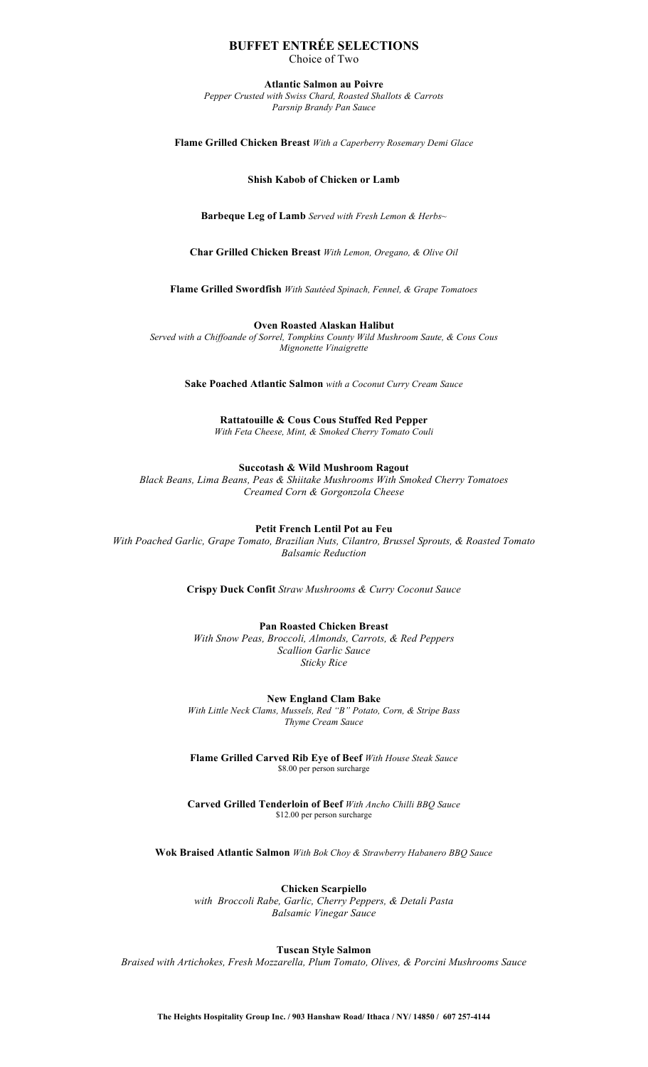# BUFFET ENTRÉE SELECTIONS

Choice of Two

**Atlantic Salmon au Poivre**
*Pepper Crusted with Swiss Chard, Roasted Shallots & Carrots*
*Parsnip Brandy Pan Sauce*

**Flame Grilled Chicken Breast** *With a Caperberry Rosemary Demi Glace*

**Shish Kabob of Chicken or Lamb**

**Barbeque Leg of Lamb** *Served with Fresh Lemon & Herbs~*

**Char Grilled Chicken Breast** *With Lemon, Oregano, & Olive Oil*

**Flame Grilled Swordfish** *With Sautéed Spinach, Fennel, & Grape Tomatoes*

**Oven Roasted Alaskan Halibut**
*Served with a Chiffoande of Sorrel, Tompkins County Wild Mushroom Saute, & Cous Cous*
*Mignonette Vinaigrette*

**Sake Poached Atlantic Salmon** *with a Coconut Curry Cream Sauce*

**Rattatouille & Cous Cous Stuffed Red Pepper**
*With Feta Cheese, Mint, & Smoked Cherry Tomato Couli*

**Succotash & Wild Mushroom Ragout**
*Black Beans, Lima Beans, Peas & Shiitake Mushrooms With Smoked Cherry Tomatoes*
*Creamed Corn & Gorgonzola Cheese*

**Petit French Lentil Pot au Feu**
*With Poached Garlic, Grape Tomato, Brazilian Nuts, Cilantro, Brussel Sprouts, & Roasted Tomato*
*Balsamic Reduction*

**Crispy Duck Confit** *Straw Mushrooms & Curry Coconut Sauce*

**Pan Roasted Chicken Breast**
*With Snow Peas, Broccoli, Almonds, Carrots, & Red Peppers*
*Scallion Garlic Sauce*
*Sticky Rice*

**New England Clam Bake**
*With Little Neck Clams, Mussels, Red "B" Potato, Corn, & Stripe Bass*
*Thyme Cream Sauce*

**Flame Grilled Carved Rib Eye of Beef** *With House Steak Sauce*
$8.00 per person surcharge

**Carved Grilled Tenderloin of Beef** *With Ancho Chilli BBQ Sauce*
$12.00 per person surcharge

**Wok Braised Atlantic Salmon** *With Bok Choy & Strawberry Habanero BBQ Sauce*

**Chicken Scarpiello**
*with Broccoli Rabe, Garlic, Cherry Peppers, & Detali Pasta*
*Balsamic Vinegar Sauce*

**Tuscan Style Salmon**
*Braised with Artichokes, Fresh Mozzarella, Plum Tomato, Olives, & Porcini Mushrooms Sauce*

**The Heights Hospitality Group Inc. / 903 Hanshaw Road/ Ithaca / NY/ 14850 / 607 257-4144**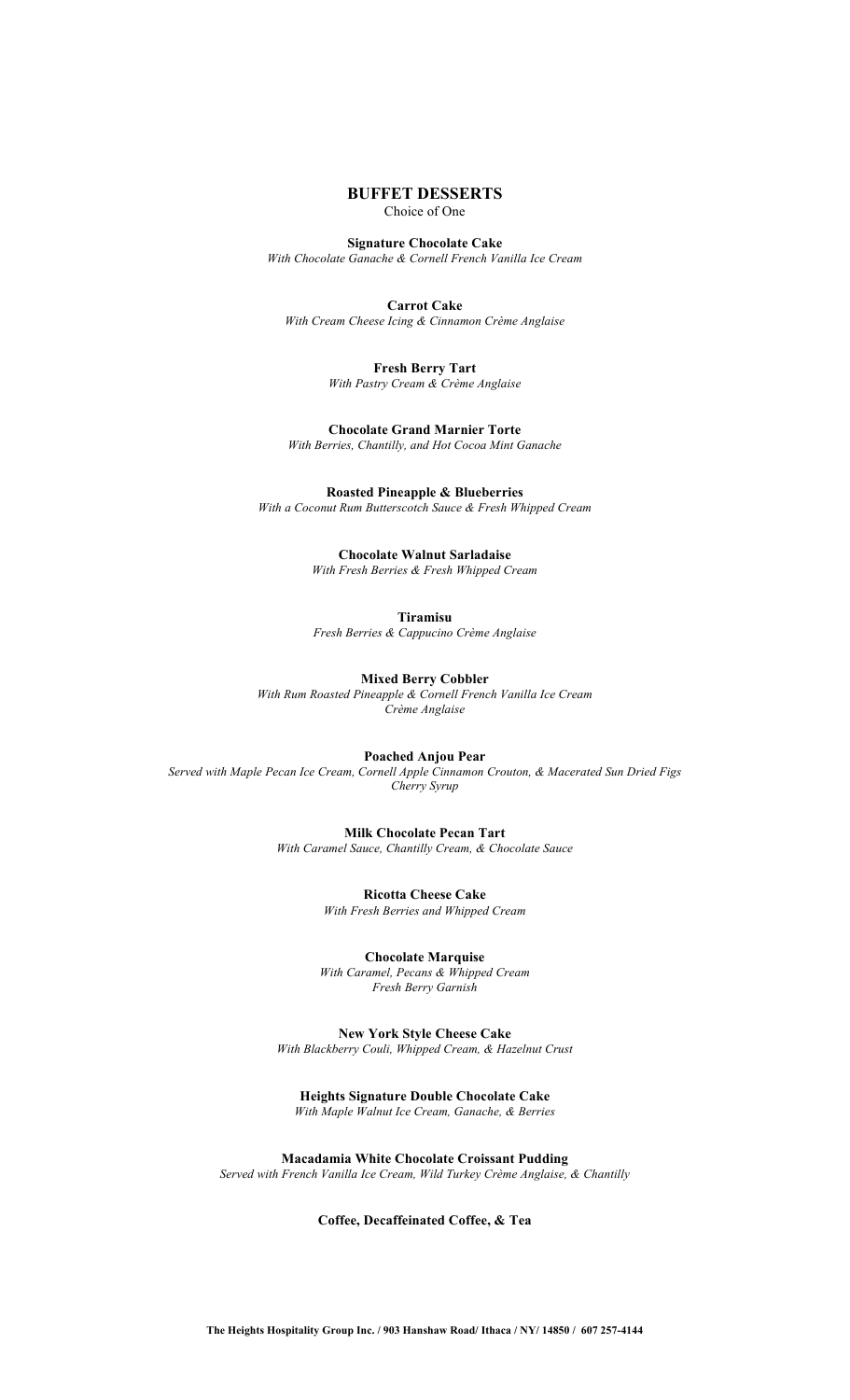## BUFFET DESSERTS

Choice of One

**Signature Chocolate Cake**
*With Chocolate Ganache & Cornell French Vanilla Ice Cream*

**Carrot Cake**
*With Cream Cheese Icing & Cinnamon Crème Anglaise*

**Fresh Berry Tart**
*With Pastry Cream & Crème Anglaise*

**Chocolate Grand Marnier Torte**
*With Berries, Chantilly, and Hot Cocoa Mint Ganache*

**Roasted Pineapple & Blueberries**
*With a Coconut Rum Butterscotch Sauce & Fresh Whipped Cream*

**Chocolate Walnut Sarladaise**
*With Fresh Berries & Fresh Whipped Cream*

**Tiramisu**
*Fresh Berries & Cappucino Crème Anglaise*

**Mixed Berry Cobbler**
*With Rum Roasted Pineapple & Cornell French Vanilla Ice Cream*
*Crème Anglaise*

**Poached Anjou Pear**
*Served with Maple Pecan Ice Cream, Cornell Apple Cinnamon Crouton, & Macerated Sun Dried Figs*
*Cherry Syrup*

**Milk Chocolate Pecan Tart**
*With Caramel Sauce, Chantilly Cream, & Chocolate Sauce*

**Ricotta Cheese Cake**
*With Fresh Berries and Whipped Cream*

**Chocolate Marquise**
*With Caramel, Pecans & Whipped Cream*
*Fresh Berry Garnish*

**New York Style Cheese Cake**
*With Blackberry Couli, Whipped Cream, & Hazelnut Crust*

**Heights Signature Double Chocolate Cake**
*With Maple Walnut Ice Cream, Ganache, & Berries*

**Macadamia White Chocolate Croissant Pudding**
*Served with French Vanilla Ice Cream, Wild Turkey Crème Anglaise, & Chantilly*

**Coffee, Decaffeinated Coffee, & Tea**

**The Heights Hospitality Group Inc. / 903 Hanshaw Road/ Ithaca / NY/ 14850 / 607 257-4144**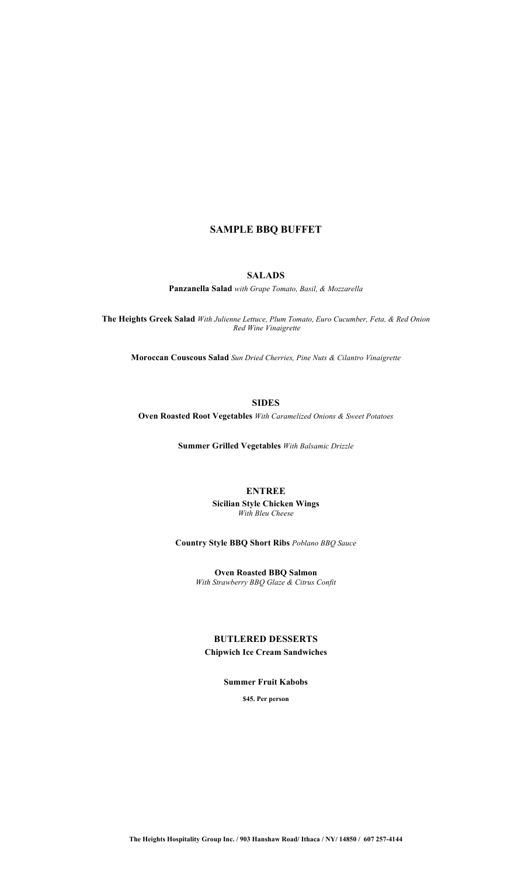# SAMPLE BBQ BUFFET

## SALADS

**Panzanella Salad** *with Grape Tomato, Basil, & Mozzarella*

**The Heights Greek Salad** *With Julienne Lettuce, Plum Tomato, Euro Cucumber, Feta, & Red Onion Red Wine Vinaigrette*

**Moroccan Couscous Salad** *Sun Dried Cherries, Pine Nuts & Cilantro Vinaigrette*

## SIDES

**Oven Roasted Root Vegetables** *With Caramelized Onions & Sweet Potatoes*

**Summer Grilled Vegetables** *With Balsamic Drizzle*

## ENTREE

**Sicilian Style Chicken Wings**
*With Bleu Cheese*

**Country Style BBQ Short Ribs** *Poblano BBQ Sauce*

**Oven Roasted BBQ Salmon**
*With Strawberry BBQ Glaze & Citrus Confit*

## BUTLERED DESSERTS

**Chipwich Ice Cream Sandwiches**

**Summer Fruit Kabobs**

**$45. Per person**

**The Heights Hospitality Group Inc. / 903 Hanshaw Road/ Ithaca / NY/ 14850 / 607 257-4144**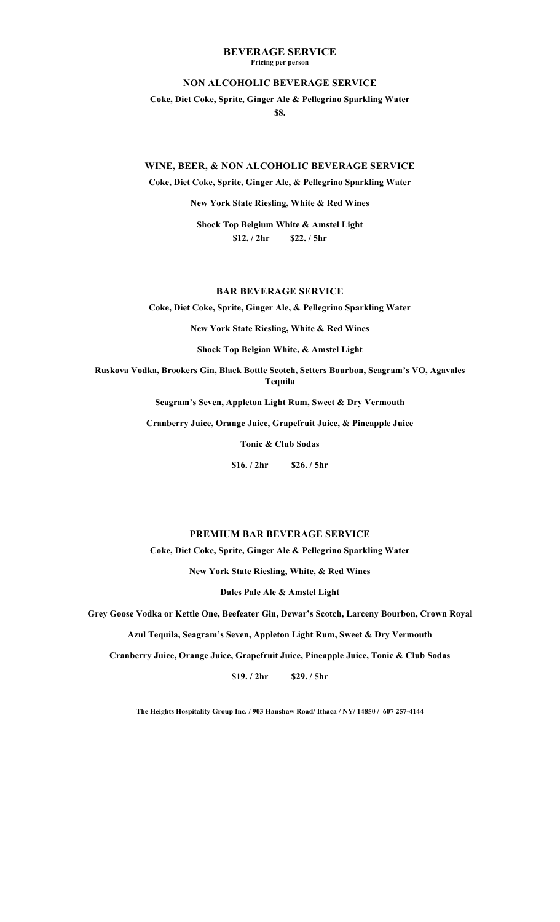# BEVERAGE SERVICE

**Pricing per person**

## NON ALCOHOLIC BEVERAGE SERVICE

**Coke, Diet Coke, Sprite, Ginger Ale & Pellegrino Sparkling Water**

**$8.**

## WINE, BEER, & NON ALCOHOLIC BEVERAGE SERVICE

**Coke, Diet Coke, Sprite, Ginger Ale, & Pellegrino Sparkling Water**

**New York State Riesling, White & Red Wines**

**Shock Top Belgium White & Amstel Light**

**$12. / 2hr $22. / 5hr**

## BAR BEVERAGE SERVICE

**Coke, Diet Coke, Sprite, Ginger Ale, & Pellegrino Sparkling Water**

**New York State Riesling, White & Red Wines**

**Shock Top Belgian White, & Amstel Light**

**Ruskova Vodka, Brookers Gin, Black Bottle Scotch, Setters Bourbon, Seagram's VO, Agavales Tequila**

**Seagram's Seven, Appleton Light Rum, Sweet & Dry Vermouth**

**Cranberry Juice, Orange Juice, Grapefruit Juice, & Pineapple Juice**

**Tonic & Club Sodas**

**$16. / 2hr $26. / 5hr**

## PREMIUM BAR BEVERAGE SERVICE

**Coke, Diet Coke, Sprite, Ginger Ale & Pellegrino Sparkling Water**

**New York State Riesling, White, & Red Wines**

**Dales Pale Ale & Amstel Light**

**Grey Goose Vodka or Kettle One, Beefeater Gin, Dewar's Scotch, Larceny Bourbon, Crown Royal**

**Azul Tequila, Seagram's Seven, Appleton Light Rum, Sweet & Dry Vermouth**

**Cranberry Juice, Orange Juice, Grapefruit Juice, Pineapple Juice, Tonic & Club Sodas**

**$19. / 2hr $29. / 5hr**

**The Heights Hospitality Group Inc. / 903 Hanshaw Road/ Ithaca / NY/ 14850 / 607 257-4144**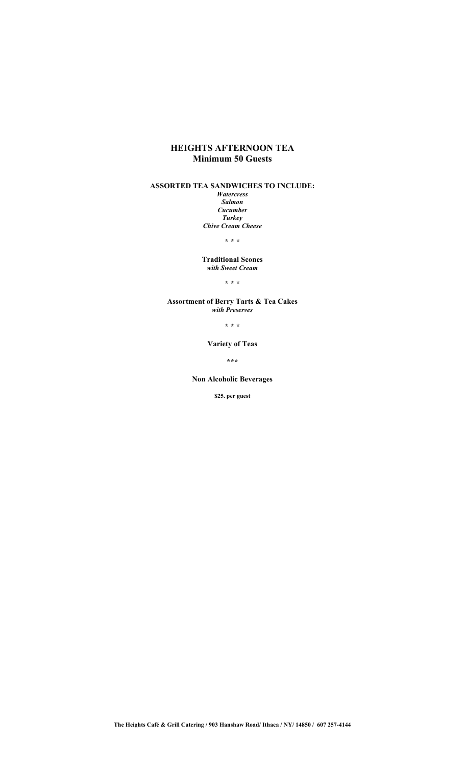# HEIGHTS AFTERNOON TEA
## Minimum 50 Guests

**ASSORTED TEA SANDWICHES TO INCLUDE:**
***Watercress***
***Salmon***
***Cucumber***
***Turkey***
***Chive Cream Cheese***

\* \* \*

**Traditional Scones**
***with Sweet Cream***

\* \* \*

**Assortment of Berry Tarts & Tea Cakes**
***with Preserves***

\* \* \*

**Variety of Teas**

\*\*\*

**Non Alcoholic Beverages**

**$25. per guest**

**The Heights Café & Grill Catering / 903 Hanshaw Road/ Ithaca / NY/ 14850 / 607 257-4144**